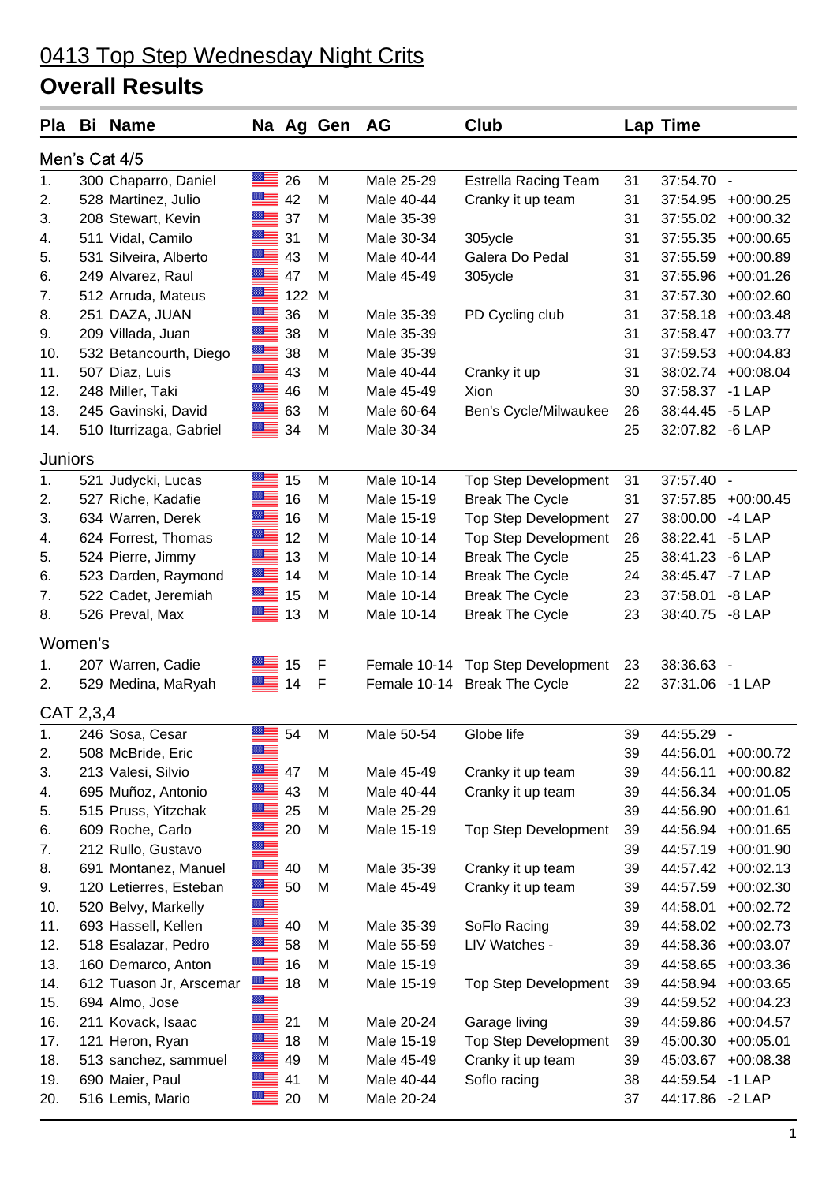# 0413 Top Step Wednesday Night Crits

## Overall Results

| Pla | Bi | Name | Na | Ag | Gen | AG | Club | Lap | Time | |
|---|---|---|---|---|---|---|---|---|---|---|
| **Men's Cat 4/5** | | | | | | | | | | |
| 1. | 300 | Chaparro, Daniel | | 26 | M | Male 25-29 | Estrella Racing Team | 31 | 37:54.70 | - |
| 2. | 528 | Martinez, Julio | | 42 | M | Male 40-44 | Cranky it up team | 31 | 37:54.95 | +00:00.25 |
| 3. | 208 | Stewart, Kevin | | 37 | M | Male 35-39 | | 31 | 37:55.02 | +00:00.32 |
| 4. | 511 | Vidal, Camilo | | 31 | M | Male 30-34 | 305ycle | 31 | 37:55.35 | +00:00.65 |
| 5. | 531 | Silveira, Alberto | | 43 | M | Male 40-44 | Galera Do Pedal | 31 | 37:55.59 | +00:00.89 |
| 6. | 249 | Alvarez, Raul | | 47 | M | Male 45-49 | 305ycle | 31 | 37:55.96 | +00:01.26 |
| 7. | 512 | Arruda, Mateus | | 122 | M | | | 31 | 37:57.30 | +00:02.60 |
| 8. | 251 | DAZA, JUAN | | 36 | M | Male 35-39 | PD Cycling club | 31 | 37:58.18 | +00:03.48 |
| 9. | 209 | Villada, Juan | | 38 | M | Male 35-39 | | 31 | 37:58.47 | +00:03.77 |
| 10. | 532 | Betancourth, Diego | | 38 | M | Male 35-39 | | 31 | 37:59.53 | +00:04.83 |
| 11. | 507 | Diaz, Luis | | 43 | M | Male 40-44 | Cranky it up | 31 | 38:02.74 | +00:08.04 |
| 12. | 248 | Miller, Taki | | 46 | M | Male 45-49 | Xion | 30 | 37:58.37 | -1 LAP |
| 13. | 245 | Gavinski, David | | 63 | M | Male 60-64 | Ben's Cycle/Milwaukee | 26 | 38:44.45 | -5 LAP |
| 14. | 510 | Iturrizaga, Gabriel | | 34 | M | Male 30-34 | | 25 | 32:07.82 | -6 LAP |
| **Juniors** | | | | | | | | | | |
| 1. | 521 | Judycki, Lucas | | 15 | M | Male 10-14 | Top Step Development | 31 | 37:57.40 | - |
| 2. | 527 | Riche, Kadafie | | 16 | M | Male 15-19 | Break The Cycle | 31 | 37:57.85 | +00:00.45 |
| 3. | 634 | Warren, Derek | | 16 | M | Male 15-19 | Top Step Development | 27 | 38:00.00 | -4 LAP |
| 4. | 624 | Forrest, Thomas | | 12 | M | Male 10-14 | Top Step Development | 26 | 38:22.41 | -5 LAP |
| 5. | 524 | Pierre, Jimmy | | 13 | M | Male 10-14 | Break The Cycle | 25 | 38:41.23 | -6 LAP |
| 6. | 523 | Darden, Raymond | | 14 | M | Male 10-14 | Break The Cycle | 24 | 38:45.47 | -7 LAP |
| 7. | 522 | Cadet, Jeremiah | | 15 | M | Male 10-14 | Break The Cycle | 23 | 37:58.01 | -8 LAP |
| 8. | 526 | Preval, Max | | 13 | M | Male 10-14 | Break The Cycle | 23 | 38:40.75 | -8 LAP |
| **Women's** | | | | | | | | | | |
| 1. | 207 | Warren, Cadie | | 15 | F | Female 10-14 | Top Step Development | 23 | 38:36.63 | - |
| 2. | 529 | Medina, MaRyah | | 14 | F | Female 10-14 | Break The Cycle | 22 | 37:31.06 | -1 LAP |
| **CAT 2,3,4** | | | | | | | | | | |
| 1. | 246 | Sosa, Cesar | | 54 | M | Male 50-54 | Globe life | 39 | 44:55.29 | - |
| 2. | 508 | McBride, Eric | | | | | | 39 | 44:56.01 | +00:00.72 |
| 3. | 213 | Valesi, Silvio | | 47 | M | Male 45-49 | Cranky it up team | 39 | 44:56.11 | +00:00.82 |
| 4. | 695 | Muñoz, Antonio | | 43 | M | Male 40-44 | Cranky it up team | 39 | 44:56.34 | +00:01.05 |
| 5. | 515 | Pruss, Yitzchak | | 25 | M | Male 25-29 | | 39 | 44:56.90 | +00:01.61 |
| 6. | 609 | Roche, Carlo | | 20 | M | Male 15-19 | Top Step Development | 39 | 44:56.94 | +00:01.65 |
| 7. | 212 | Rullo, Gustavo | | | | | | 39 | 44:57.19 | +00:01.90 |
| 8. | 691 | Montanez, Manuel | | 40 | M | Male 35-39 | Cranky it up team | 39 | 44:57.42 | +00:02.13 |
| 9. | 120 | Letierres, Esteban | | 50 | M | Male 45-49 | Cranky it up team | 39 | 44:57.59 | +00:02.30 |
| 10. | 520 | Belvy, Markelly | | | | | | 39 | 44:58.01 | +00:02.72 |
| 11. | 693 | Hassell, Kellen | | 40 | M | Male 35-39 | SoFlo Racing | 39 | 44:58.02 | +00:02.73 |
| 12. | 518 | Esalazar, Pedro | | 58 | M | Male 55-59 | LIV Watches - | 39 | 44:58.36 | +00:03.07 |
| 13. | 160 | Demarco, Anton | | 16 | M | Male 15-19 | | 39 | 44:58.65 | +00:03.36 |
| 14. | 612 | Tuason Jr, Arscemar | | 18 | M | Male 15-19 | Top Step Development | 39 | 44:58.94 | +00:03.65 |
| 15. | 694 | Almo, Jose | | | | | | 39 | 44:59.52 | +00:04.23 |
| 16. | 211 | Kovack, Isaac | | 21 | M | Male 20-24 | Garage living | 39 | 44:59.86 | +00:04.57 |
| 17. | 121 | Heron, Ryan | | 18 | M | Male 15-19 | Top Step Development | 39 | 45:00.30 | +00:05.01 |
| 18. | 513 | sanchez, sammuel | | 49 | M | Male 45-49 | Cranky it up team | 39 | 45:03.67 | +00:08.38 |
| 19. | 690 | Maier, Paul | | 41 | M | Male 40-44 | Soflo racing | 38 | 44:59.54 | -1 LAP |
| 20. | 516 | Lemis, Mario | | 20 | M | Male 20-24 | | 37 | 44:17.86 | -2 LAP |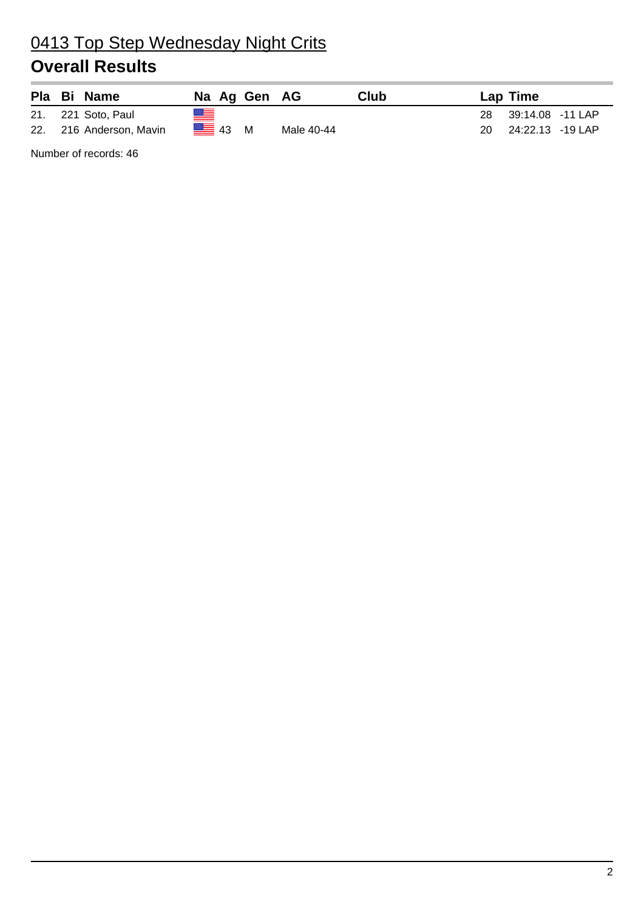# 0413 Top Step Wednesday Night Crits

## Overall Results

| Pla | Bi | Name | Na | Ag | Gen | AG | Club | Lap | Time | |
|---|---|---|---|---|---|---|---|---|---|---|
| 21. | 221 | Soto, Paul | | | | | | 28 | 39:14.08 | -11 LAP |
| 22. | 216 | Anderson, Mavin | | 43 | M | Male 40-44 | | 20 | 24:22.13 | -19 LAP |

Number of records: 46